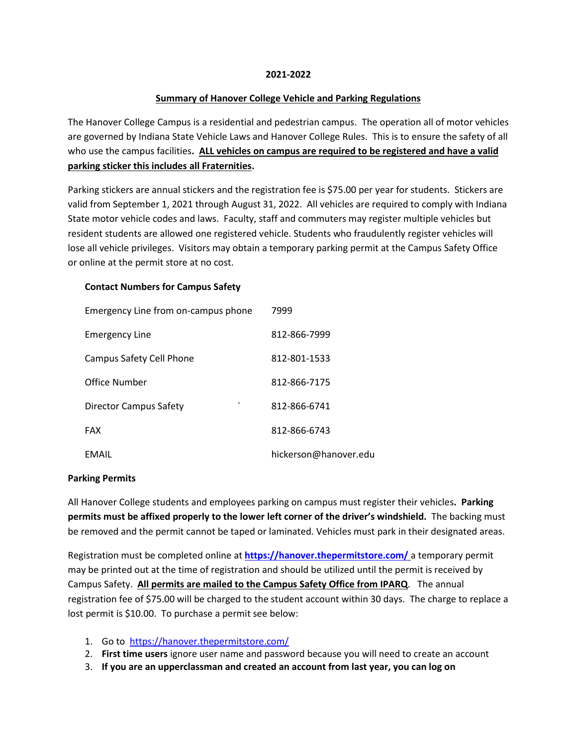**2021-2022**

**Summary of Hanover College Vehicle and Parking Regulations**

The Hanover College Campus is a residential and pedestrian campus. The operation all of motor vehicles are governed by Indiana State Vehicle Laws and Hanover College Rules. This is to ensure the safety of all who use the campus facilities**. ALL vehicles on campus are required to be registered and have a valid parking sticker this includes all Fraternities.**

Parking stickers are annual stickers and the registration fee is $75.00 per year for students. Stickers are valid from September 1, 2021 through August 31, 2022. All vehicles are required to comply with Indiana State motor vehicle codes and laws. Faculty, staff and commuters may register multiple vehicles but resident students are allowed one registered vehicle. Students who fraudulently register vehicles will lose all vehicle privileges. Visitors may obtain a temporary parking permit at the Campus Safety Office or online at the permit store at no cost.

**Contact Numbers for Campus Safety**

| | |
|---|---|
| Emergency Line from on-campus phone | 7999 |
| Emergency Line | 812-866-7999 |
| Campus Safety Cell Phone | 812-801-1533 |
| Office Number | 812-866-7175 |
| Director Campus Safety ` | 812-866-6741 |
| FAX | 812-866-6743 |
| EMAIL | hickerson@hanover.edu |

**Parking Permits**

All Hanover College students and employees parking on campus must register their vehicles**. Parking permits must be affixed properly to the lower left corner of the driver's windshield.** The backing must be removed and the permit cannot be taped or laminated. Vehicles must park in their designated areas.

Registration must be completed online at **https://hanover.thepermitstore.com/** a temporary permit may be printed out at the time of registration and should be utilized until the permit is received by Campus Safety. **All permits are mailed to the Campus Safety Office from IPARQ**. The annual registration fee of $75.00 will be charged to the student account within 30 days. The charge to replace a lost permit is $10.00. To purchase a permit see below:

1. Go to https://hanover.thepermitstore.com/
2. **First time users** ignore user name and password because you will need to create an account
3. **If you are an upperclassman and created an account from last year, you can log on**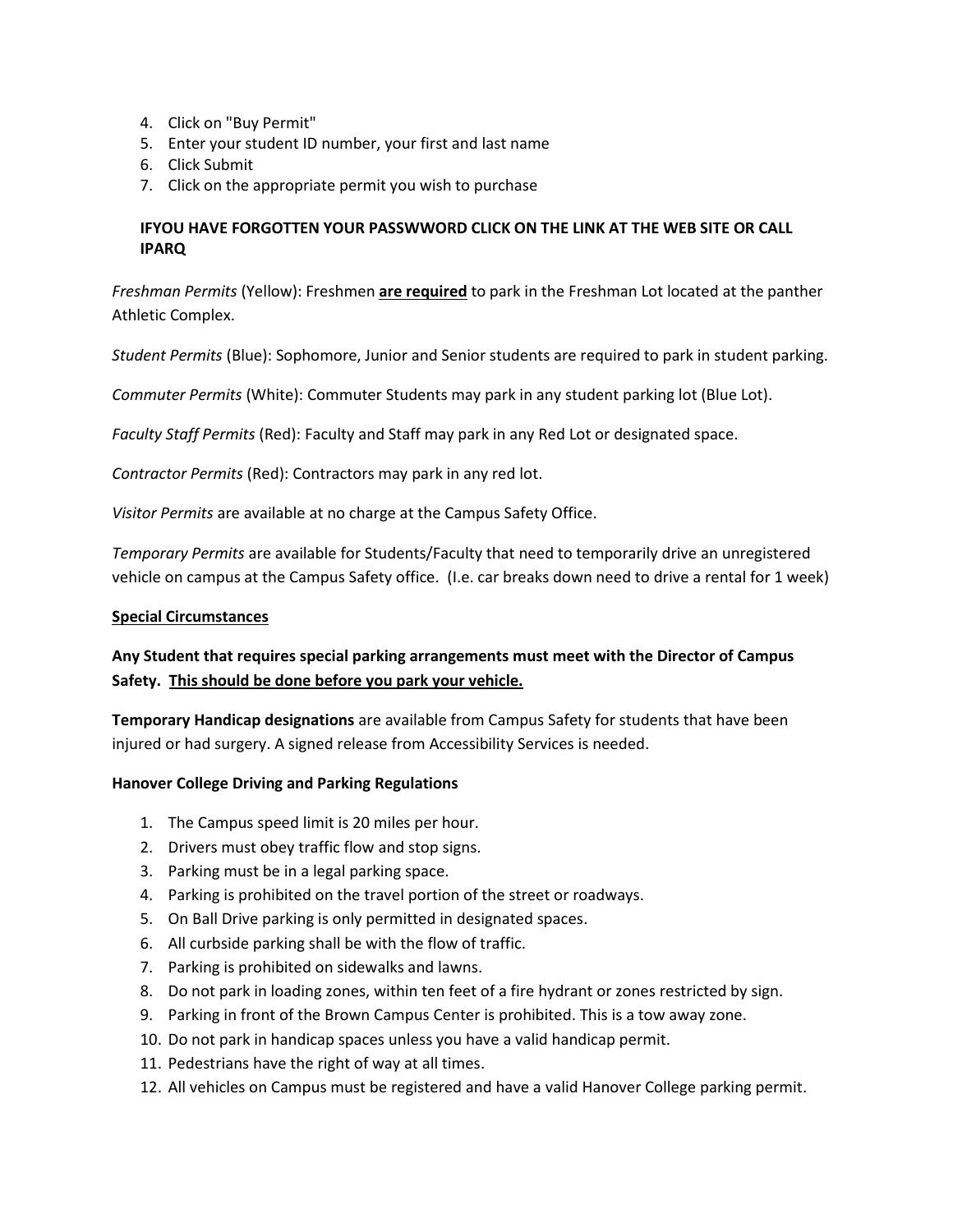4. Click on "Buy Permit"
5. Enter your student ID number, your first and last name
6. Click Submit
7. Click on the appropriate permit you wish to purchase

**IFYOU HAVE FORGOTTEN YOUR PASSWWORD CLICK ON THE LINK AT THE WEB SITE OR CALL IPARQ**

*Freshman Permits* (Yellow): Freshmen **<u>are required</u>** to park in the Freshman Lot located at the panther Athletic Complex.

*Student Permits* (Blue): Sophomore, Junior and Senior students are required to park in student parking.

*Commuter Permits* (White): Commuter Students may park in any student parking lot (Blue Lot).

*Faculty Staff Permits* (Red): Faculty and Staff may park in any Red Lot or designated space.

*Contractor Permits* (Red): Contractors may park in any red lot.

*Visitor Permits* are available at no charge at the Campus Safety Office.

*Temporary Permits* are available for Students/Faculty that need to temporarily drive an unregistered vehicle on campus at the Campus Safety office. (I.e. car breaks down need to drive a rental for 1 week)

**<u>Special Circumstances</u>**

**Any Student that requires special parking arrangements must meet with the Director of Campus Safety. <u>This should be done before you park your vehicle.</u>**

**Temporary Handicap designations** are available from Campus Safety for students that have been injured or had surgery. A signed release from Accessibility Services is needed.

**Hanover College Driving and Parking Regulations**

1. The Campus speed limit is 20 miles per hour.
2. Drivers must obey traffic flow and stop signs.
3. Parking must be in a legal parking space.
4. Parking is prohibited on the travel portion of the street or roadways.
5. On Ball Drive parking is only permitted in designated spaces.
6. All curbside parking shall be with the flow of traffic.
7. Parking is prohibited on sidewalks and lawns.
8. Do not park in loading zones, within ten feet of a fire hydrant or zones restricted by sign.
9. Parking in front of the Brown Campus Center is prohibited. This is a tow away zone.
10. Do not park in handicap spaces unless you have a valid handicap permit.
11. Pedestrians have the right of way at all times.
12. All vehicles on Campus must be registered and have a valid Hanover College parking permit.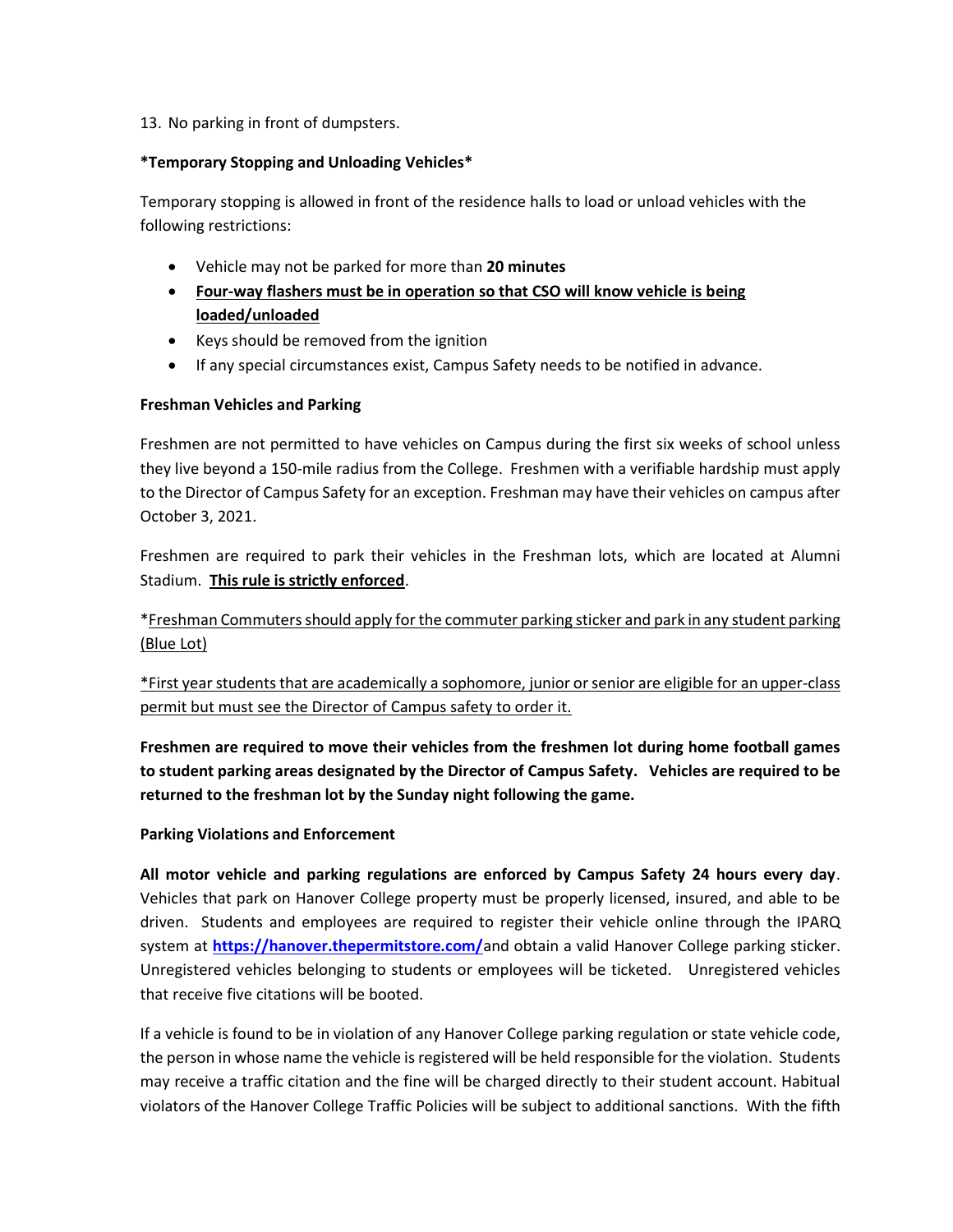13. No parking in front of dumpsters.

**\*Temporary Stopping and Unloading Vehicles\***

Temporary stopping is allowed in front of the residence halls to load or unload vehicles with the following restrictions:

- Vehicle may not be parked for more than **20 minutes**
- <u>**Four-way flashers must be in operation so that CSO will know vehicle is being loaded/unloaded**</u>
- Keys should be removed from the ignition
- If any special circumstances exist, Campus Safety needs to be notified in advance.

**Freshman Vehicles and Parking**

Freshmen are not permitted to have vehicles on Campus during the first six weeks of school unless they live beyond a 150-mile radius from the College. Freshmen with a verifiable hardship must apply to the Director of Campus Safety for an exception. Freshman may have their vehicles on campus after October 3, 2021.

Freshmen are required to park their vehicles in the Freshman lots, which are located at Alumni Stadium. <u>**This rule is strictly enforced**</u>.

*<u>Freshman Commuters should apply for the commuter parking sticker and park in any student parking (Blue Lot)</u>

<u>*First year students that are academically a sophomore, junior or senior are eligible for an upper-class permit but must see the Director of Campus safety to order it.</u>

**Freshmen are required to move their vehicles from the freshmen lot during home football games to student parking areas designated by the Director of Campus Safety. Vehicles are required to be returned to the freshman lot by the Sunday night following the game.**

**Parking Violations and Enforcement**

**All motor vehicle and parking regulations are enforced by Campus Safety 24 hours every day**. Vehicles that park on Hanover College property must be properly licensed, insured, and able to be driven. Students and employees are required to register their vehicle online through the IPARQ system at **https://hanover.thepermitstore.com/** and obtain a valid Hanover College parking sticker. Unregistered vehicles belonging to students or employees will be ticketed. Unregistered vehicles that receive five citations will be booted.

If a vehicle is found to be in violation of any Hanover College parking regulation or state vehicle code, the person in whose name the vehicle is registered will be held responsible for the violation. Students may receive a traffic citation and the fine will be charged directly to their student account. Habitual violators of the Hanover College Traffic Policies will be subject to additional sanctions. With the fifth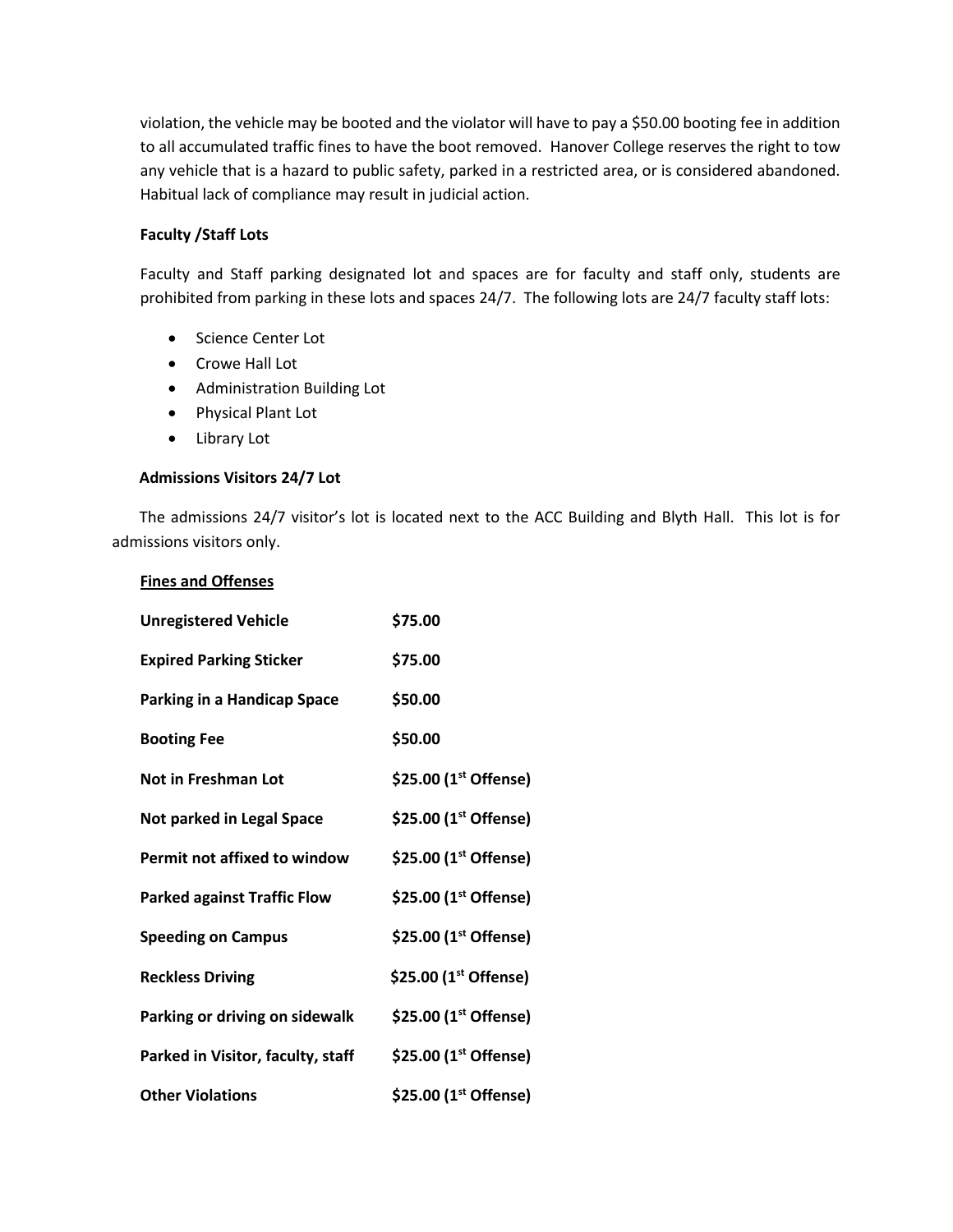violation, the vehicle may be booted and the violator will have to pay a $50.00 booting fee in addition to all accumulated traffic fines to have the boot removed. Hanover College reserves the right to tow any vehicle that is a hazard to public safety, parked in a restricted area, or is considered abandoned. Habitual lack of compliance may result in judicial action.

**Faculty /Staff Lots**

Faculty and Staff parking designated lot and spaces are for faculty and staff only, students are prohibited from parking in these lots and spaces 24/7. The following lots are 24/7 faculty staff lots:

- Science Center Lot
- Crowe Hall Lot
- Administration Building Lot
- Physical Plant Lot
- Library Lot

**Admissions Visitors 24/7 Lot**

The admissions 24/7 visitor's lot is located next to the ACC Building and Blyth Hall. This lot is for admissions visitors only.

**Fines and Offenses**

| | |
|---|---|
| **Unregistered Vehicle** | **$75.00** |
| **Expired Parking Sticker** | **$75.00** |
| **Parking in a Handicap Space** | **$50.00** |
| **Booting Fee** | **$50.00** |
| **Not in Freshman Lot** | **$25.00 (1st Offense)** |
| **Not parked in Legal Space** | **$25.00 (1st Offense)** |
| **Permit not affixed to window** | **$25.00 (1st Offense)** |
| **Parked against Traffic Flow** | **$25.00 (1st Offense)** |
| **Speeding on Campus** | **$25.00 (1st Offense)** |
| **Reckless Driving** | **$25.00 (1st Offense)** |
| **Parking or driving on sidewalk** | **$25.00 (1st Offense)** |
| **Parked in Visitor, faculty, staff** | **$25.00 (1st Offense)** |
| **Other Violations** | **$25.00 (1st Offense)** |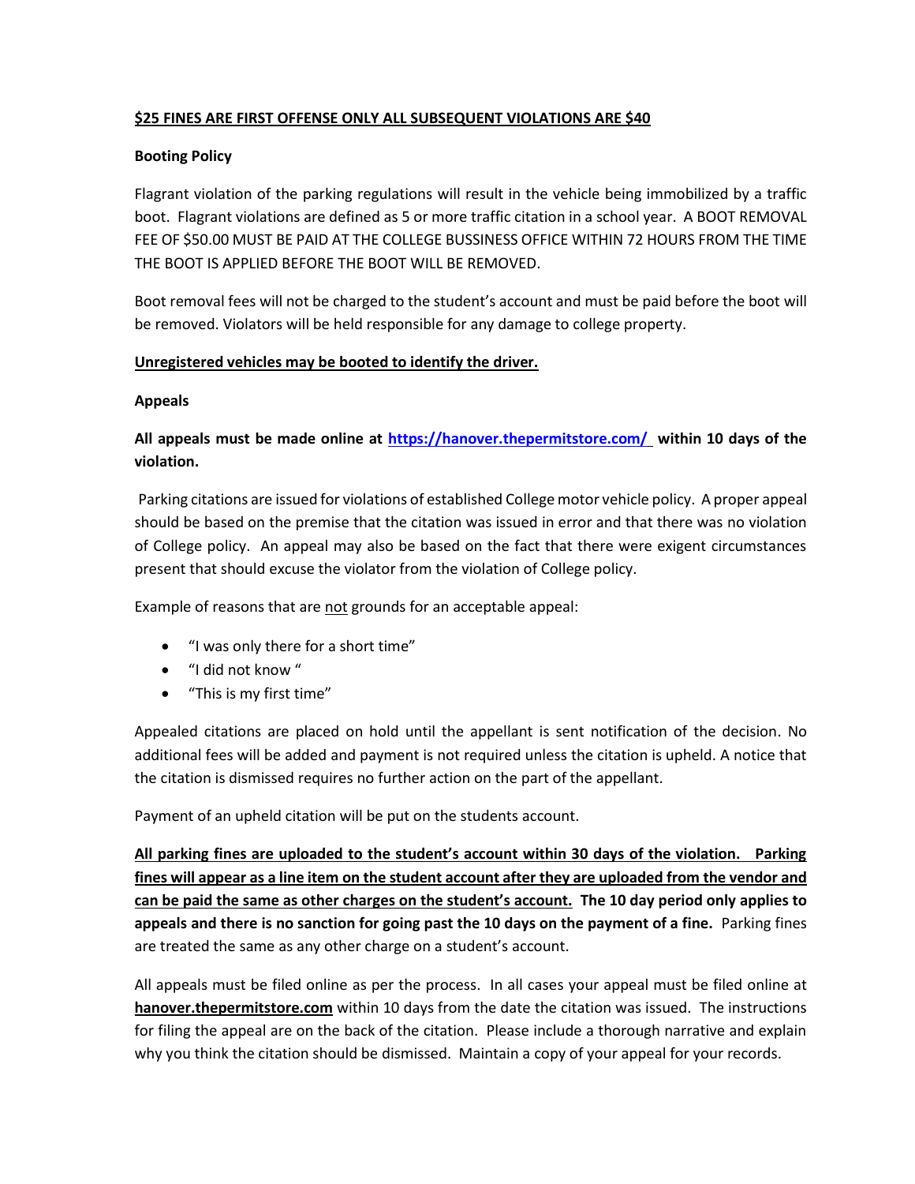**<u>$25 FINES ARE FIRST OFFENSE ONLY ALL SUBSEQUENT VIOLATIONS ARE $40</u>**

**Booting Policy**

Flagrant violation of the parking regulations will result in the vehicle being immobilized by a traffic boot. Flagrant violations are defined as 5 or more traffic citation in a school year. A BOOT REMOVAL FEE OF $50.00 MUST BE PAID AT THE COLLEGE BUSSINESS OFFICE WITHIN 72 HOURS FROM THE TIME THE BOOT IS APPLIED BEFORE THE BOOT WILL BE REMOVED.

Boot removal fees will not be charged to the student's account and must be paid before the boot will be removed. Violators will be held responsible for any damage to college property.

**<u>Unregistered vehicles may be booted to identify the driver.</u>**

**Appeals**

**All appeals must be made online at [https://hanover.thepermitstore.com/](https://hanover.thepermitstore.com/) within 10 days of the violation.**

Parking citations are issued for violations of established College motor vehicle policy. A proper appeal should be based on the premise that the citation was issued in error and that there was no violation of College policy. An appeal may also be based on the fact that there were exigent circumstances present that should excuse the violator from the violation of College policy.

Example of reasons that are <u>not</u> grounds for an acceptable appeal:

- "I was only there for a short time"
- "I did not know "
- "This is my first time"

Appealed citations are placed on hold until the appellant is sent notification of the decision. No additional fees will be added and payment is not required unless the citation is upheld. A notice that the citation is dismissed requires no further action on the part of the appellant.

Payment of an upheld citation will be put on the students account.

**<u>All parking fines are uploaded to the student's account within 30 days of the violation. Parking fines will appear as a line item on the student account after they are uploaded from the vendor and can be paid the same as other charges on the student's account.</u> The 10 day period only applies to appeals and there is no sanction for going past the 10 days on the payment of a fine.** Parking fines are treated the same as any other charge on a student's account.

All appeals must be filed online as per the process. In all cases your appeal must be filed online at **<u>hanover.thepermitstore.com</u>** within 10 days from the date the citation was issued. The instructions for filing the appeal are on the back of the citation. Please include a thorough narrative and explain why you think the citation should be dismissed. Maintain a copy of your appeal for your records.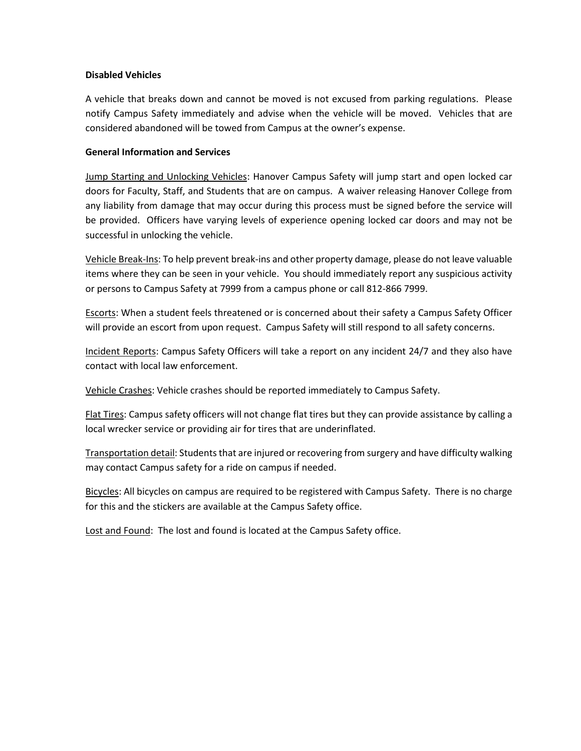**Disabled Vehicles**

A vehicle that breaks down and cannot be moved is not excused from parking regulations. Please notify Campus Safety immediately and advise when the vehicle will be moved. Vehicles that are considered abandoned will be towed from Campus at the owner's expense.

**General Information and Services**

<u>Jump Starting and Unlocking Vehicles</u>: Hanover Campus Safety will jump start and open locked car doors for Faculty, Staff, and Students that are on campus. A waiver releasing Hanover College from any liability from damage that may occur during this process must be signed before the service will be provided. Officers have varying levels of experience opening locked car doors and may not be successful in unlocking the vehicle.

<u>Vehicle Break-Ins</u>: To help prevent break-ins and other property damage, please do not leave valuable items where they can be seen in your vehicle. You should immediately report any suspicious activity or persons to Campus Safety at 7999 from a campus phone or call 812-866 7999.

<u>Escorts</u>: When a student feels threatened or is concerned about their safety a Campus Safety Officer will provide an escort from upon request. Campus Safety will still respond to all safety concerns.

<u>Incident Reports</u>: Campus Safety Officers will take a report on any incident 24/7 and they also have contact with local law enforcement.

<u>Vehicle Crashes</u>: Vehicle crashes should be reported immediately to Campus Safety.

<u>Flat Tires</u>: Campus safety officers will not change flat tires but they can provide assistance by calling a local wrecker service or providing air for tires that are underinflated.

<u>Transportation detail</u>: Students that are injured or recovering from surgery and have difficulty walking may contact Campus safety for a ride on campus if needed.

<u>Bicycles</u>: All bicycles on campus are required to be registered with Campus Safety. There is no charge for this and the stickers are available at the Campus Safety office.

<u>Lost and Found</u>: The lost and found is located at the Campus Safety office.